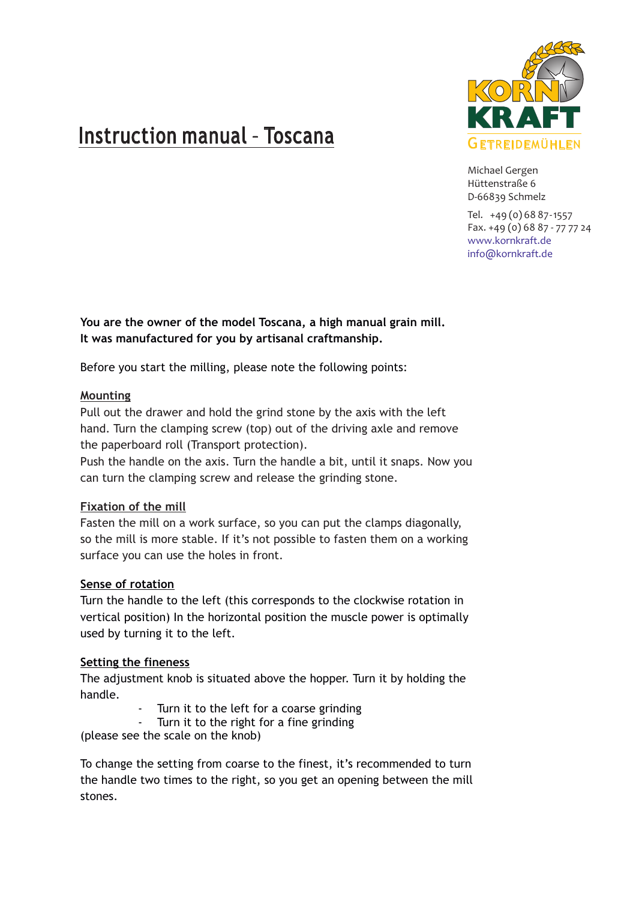# Instruction manual – Toscana

KORN KRAFT
GETREIDEMÜHLEN

Michael Gergen
Hüttenstraße 6
D-66839 Schmelz

Tel. +49 (0) 68 87-1557
Fax. +49 (0) 68 87 - 77 77 24
www.kornkraft.de
info@kornkraft.de

**You are the owner of the model Toscana, a high manual grain mill. It was manufactured for you by artisanal craftmanship.**

Before you start the milling, please note the following points:

**Mounting**

Pull out the drawer and hold the grind stone by the axis with the left hand. Turn the clamping screw (top) out of the driving axle and remove the paperboard roll (Transport protection).
Push the handle on the axis. Turn the handle a bit, until it snaps. Now you can turn the clamping screw and release the grinding stone.

**Fixation of the mill**

Fasten the mill on a work surface, so you can put the clamps diagonally, so the mill is more stable. If it's not possible to fasten them on a working surface you can use the holes in front.

**Sense of rotation**

Turn the handle to the left (this corresponds to the clockwise rotation in vertical position) In the horizontal position the muscle power is optimally used by turning it to the left.

**Setting the fineness**

The adjustment knob is situated above the hopper. Turn it by holding the handle.

- Turn it to the left for a coarse grinding
- Turn it to the right for a fine grinding

(please see the scale on the knob)

To change the setting from coarse to the finest, it's recommended to turn the handle two times to the right, so you get an opening between the mill stones.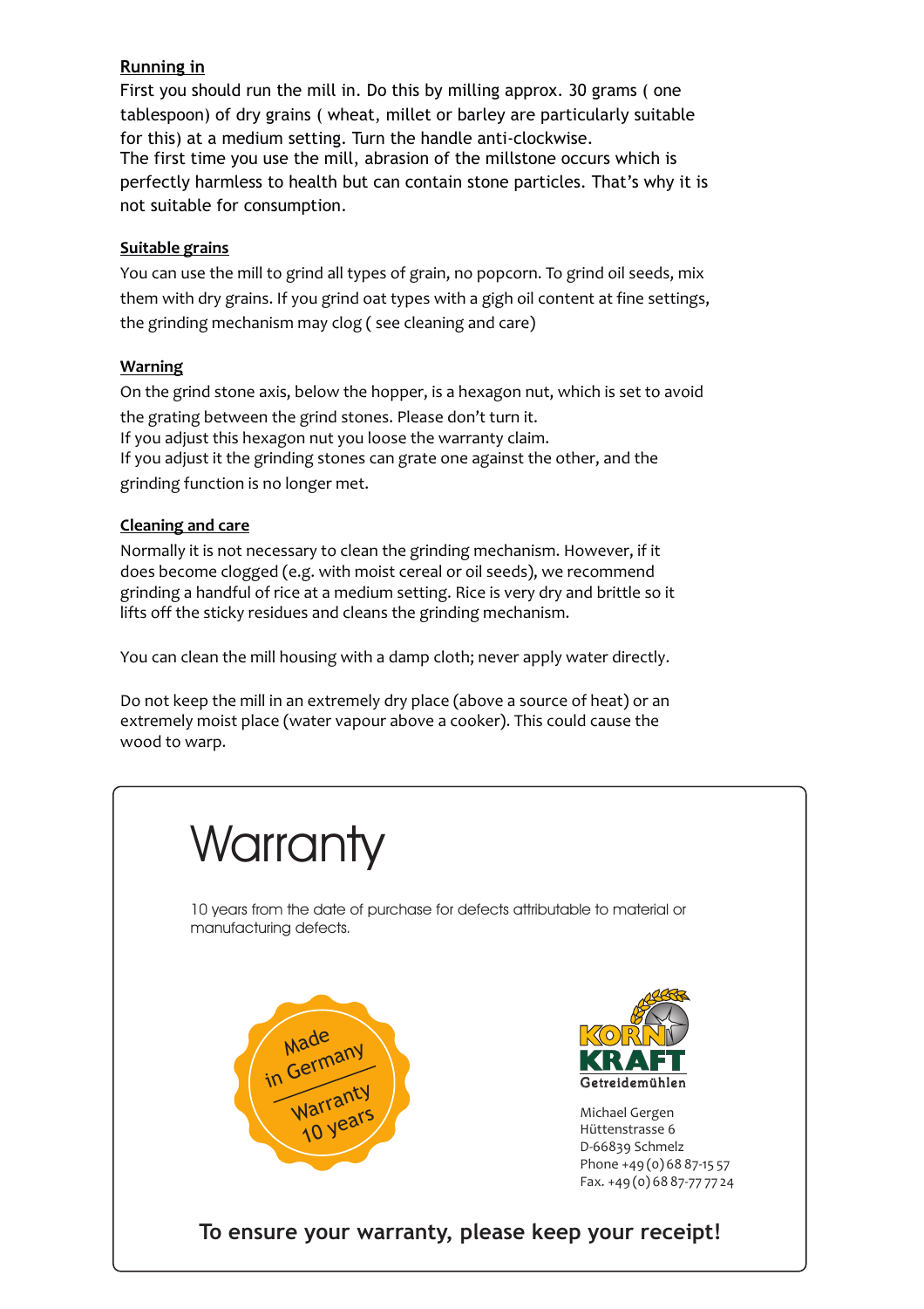**Running in**

First you should run the mill in. Do this by milling approx. 30 grams ( one tablespoon) of dry grains ( wheat, millet or barley are particularly suitable for this) at a medium setting. Turn the handle anti-clockwise.
The first time you use the mill, abrasion of the millstone occurs which is perfectly harmless to health but can contain stone particles. That's why it is not suitable for consumption.

**Suitable grains**

You can use the mill to grind all types of grain, no popcorn. To grind oil seeds, mix them with dry grains. If you grind oat types with a gigh oil content at fine settings, the grinding mechanism may clog ( see cleaning and care)

**Warning**

On the grind stone axis, below the hopper, is a hexagon nut, which is set to avoid the grating between the grind stones. Please don't turn it.
If you adjust this hexagon nut you loose the warranty claim.
If you adjust it the grinding stones can grate one against the other, and the grinding function is no longer met.

**Cleaning and care**

Normally it is not necessary to clean the grinding mechanism. However, if it does become clogged (e.g. with moist cereal or oil seeds), we recommend grinding a handful of rice at a medium setting. Rice is very dry and brittle so it lifts off the sticky residues and cleans the grinding mechanism.

You can clean the mill housing with a damp cloth; never apply water directly.

Do not keep the mill in an extremely dry place (above a source of heat) or an extremely moist place (water vapour above a cooker). This could cause the wood to warp.

# Warranty

10 years from the date of purchase for defects attributable to material or manufacturing defects.

Made in Germany

Warranty 10 years

KORN KRAFT
Getreidemühlen

Michael Gergen
Hüttenstrasse 6
D-66839 Schmelz
Phone +49 (0) 68 87-15 57
Fax. +49 (0) 68 87-77 77 24

**To ensure your warranty, please keep your receipt!**